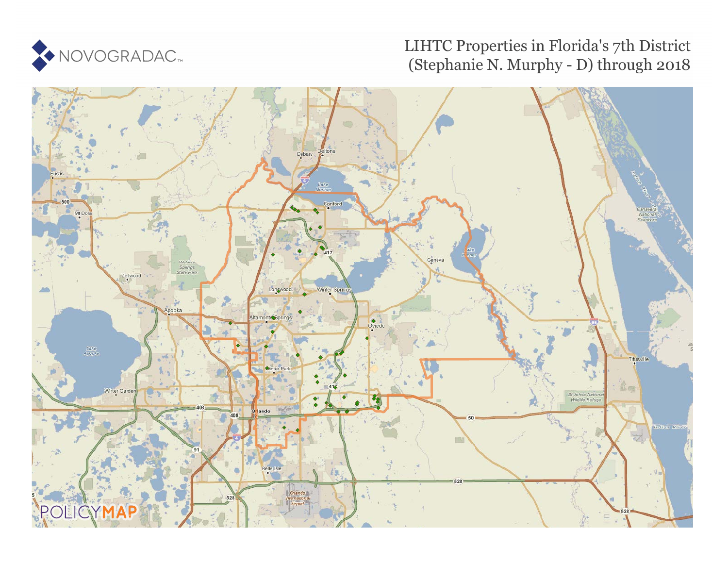NOVOGRADAC

# LIHTC Properties in Florida's 7th District (Stephanie N. Murphy - D) through 2018

POLICYMAP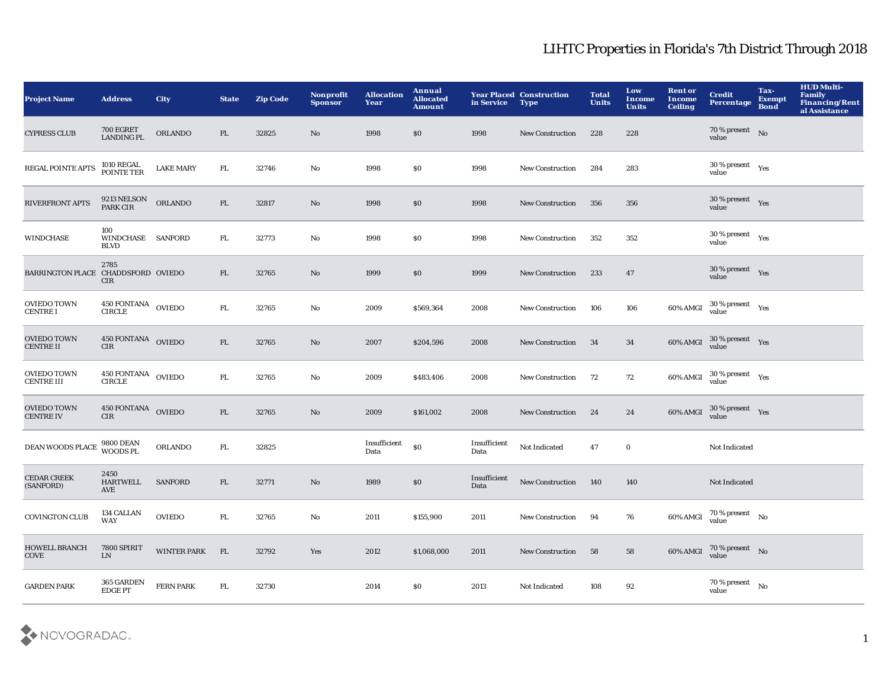# LIHTC Properties in Florida's 7th District Through 2018

| Project Name | Address | City | State | Zip Code | Nonprofit Sponsor | Allocation Year | Annual Allocated Amount | Year Placed in Service | Construction Type | Total Units | Low Income Units | Rent or Income Ceiling | Credit Percentage | Tax-Exempt Bond | HUD Multi-Family Financing/Rental Assistance |
|---|---|---|---|---|---|---|---|---|---|---|---|---|---|---|---|
| CYPRESS CLUB | 700 EGRET LANDING PL | ORLANDO | FL | 32825 | No | 1998 | $0 | 1998 | New Construction | 228 | 228 | | 70 % present value | No | |
| REGAL POINTE APTS | 1010 REGAL POINTE TER | LAKE MARY | FL | 32746 | No | 1998 | $0 | 1998 | New Construction | 284 | 283 | | 30 % present value | Yes | |
| RIVERFRONT APTS | 9213 NELSON PARK CIR | ORLANDO | FL | 32817 | No | 1998 | $0 | 1998 | New Construction | 356 | 356 | | 30 % present value | Yes | |
| WINDCHASE | 100 WINDCHASE BLVD | SANFORD | FL | 32773 | No | 1998 | $0 | 1998 | New Construction | 352 | 352 | | 30 % present value | Yes | |
| BARRINGTON PLACE | 2785 CHADDSFORD CIR | OVIEDO | FL | 32765 | No | 1999 | $0 | 1999 | New Construction | 233 | 47 | | 30 % present value | Yes | |
| OVIEDO TOWN CENTRE I | 450 FONTANA CIRCLE | OVIEDO | FL | 32765 | No | 2009 | $569,364 | 2008 | New Construction | 106 | 106 | 60% AMGI | 30 % present value | Yes | |
| OVIEDO TOWN CENTRE II | 450 FONTANA CIR | OVIEDO | FL | 32765 | No | 2007 | $204,596 | 2008 | New Construction | 34 | 34 | 60% AMGI | 30 % present value | Yes | |
| OVIEDO TOWN CENTRE III | 450 FONTANA CIRCLE | OVIEDO | FL | 32765 | No | 2009 | $483,406 | 2008 | New Construction | 72 | 72 | 60% AMGI | 30 % present value | Yes | |
| OVIEDO TOWN CENTRE IV | 450 FONTANA CIR | OVIEDO | FL | 32765 | No | 2009 | $161,002 | 2008 | New Construction | 24 | 24 | 60% AMGI | 30 % present value | Yes | |
| DEAN WOODS PLACE | 9800 DEAN WOODS PL | ORLANDO | FL | 32825 | | Insufficient Data | $0 | Insufficient Data | Not Indicated | 47 | 0 | | Not Indicated | | |
| CEDAR CREEK (SANFORD) | 2450 HARTWELL AVE | SANFORD | FL | 32771 | No | 1989 | $0 | Insufficient Data | New Construction | 140 | 140 | | Not Indicated | | |
| COVINGTON CLUB | 134 CALLAN WAY | OVIEDO | FL | 32765 | No | 2011 | $155,900 | 2011 | New Construction | 94 | 76 | 60% AMGI | 70 % present value | No | |
| HOWELL BRANCH COVE | 7800 SPIRIT LN | WINTER PARK | FL | 32792 | Yes | 2012 | $1,068,000 | 2011 | New Construction | 58 | 58 | 60% AMGI | 70 % present value | No | |
| GARDEN PARK | 365 GARDEN EDGE PT | FERN PARK | FL | 32730 | | 2014 | $0 | 2013 | Not Indicated | 108 | 92 | | 70 % present value | No | |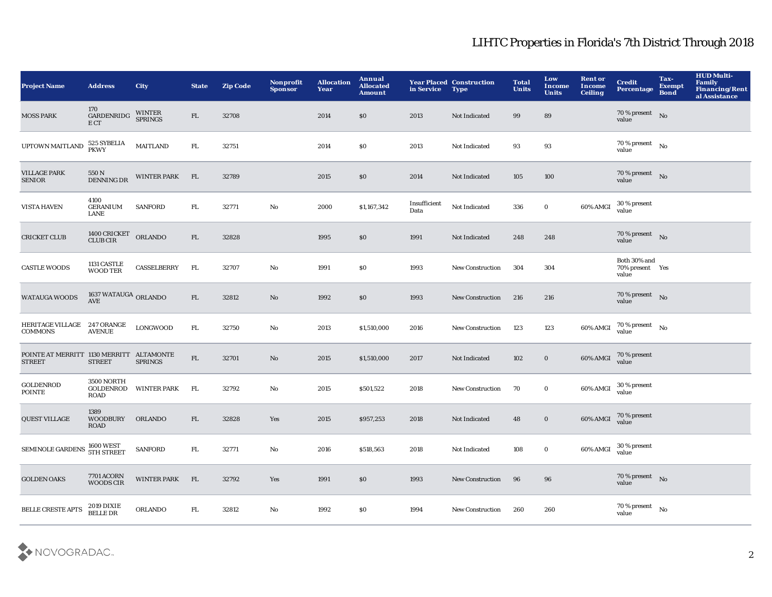# LIHTC Properties in Florida's 7th District Through 2018

| Project Name | Address | City | State | Zip Code | Nonprofit Sponsor | Allocation Year | Annual Allocated Amount | Year Placed in Service | Construction Type | Total Units | Low Income Units | Rent or Income Ceiling | Credit Percentage | Tax-Exempt Bond | HUD Multi-Family Financing/Rental Assistance |
|---|---|---|---|---|---|---|---|---|---|---|---|---|---|---|---|
| MOSS PARK | 170 GARDENRIDGE CT | WINTER SPRINGS | FL | 32708 | | 2014 | $0 | 2013 | Not Indicated | 99 | 89 | | 70 % present value | No | |
| UPTOWN MAITLAND | 525 SYBELIA PKWY | MAITLAND | FL | 32751 | | 2014 | $0 | 2013 | Not Indicated | 93 | 93 | | 70 % present value | No | |
| VILLAGE PARK SENIOR | 550 N DENNING DR | WINTER PARK | FL | 32789 | | 2015 | $0 | 2014 | Not Indicated | 105 | 100 | | 70 % present value | No | |
| VISTA HAVEN | 4100 GERANIUM LANE | SANFORD | FL | 32771 | No | 2000 | $1,167,342 | Insufficient Data | Not Indicated | 336 | 0 | 60% AMGI | 30 % present value | | |
| CRICKET CLUB | 1400 CRICKET CLUB CIR | ORLANDO | FL | 32828 | | 1995 | $0 | 1991 | Not Indicated | 248 | 248 | | 70 % present value | No | |
| CASTLE WOODS | 1131 CASTLE WOOD TER | CASSELBERRY | FL | 32707 | No | 1991 | $0 | 1993 | New Construction | 304 | 304 | | Both 30% and 70% present value | Yes | |
| WATAUGA WOODS | 1637 WATAUGA AVE | ORLANDO | FL | 32812 | No | 1992 | $0 | 1993 | New Construction | 216 | 216 | | 70 % present value | No | |
| HERITAGE VILLAGE COMMONS | 247 ORANGE AVENUE | LONGWOOD | FL | 32750 | No | 2013 | $1,510,000 | 2016 | New Construction | 123 | 123 | 60% AMGI | 70 % present value | No | |
| POINTE AT MERRITT STREET | 1130 MERRITT STREET | ALTAMONTE SPRINGS | FL | 32701 | No | 2015 | $1,510,000 | 2017 | Not Indicated | 102 | 0 | 60% AMGI | 70 % present value | | |
| GOLDENROD POINTE | 3500 NORTH GOLDENROD ROAD | WINTER PARK | FL | 32792 | No | 2015 | $501,522 | 2018 | New Construction | 70 | 0 | 60% AMGI | 30 % present value | | |
| QUEST VILLAGE | 1389 WOODBURY ROAD | ORLANDO | FL | 32828 | Yes | 2015 | $957,253 | 2018 | Not Indicated | 48 | 0 | 60% AMGI | 70 % present value | | |
| SEMINOLE GARDENS | 1600 WEST 5TH STREET | SANFORD | FL | 32771 | No | 2016 | $518,563 | 2018 | Not Indicated | 108 | 0 | 60% AMGI | 30 % present value | | |
| GOLDEN OAKS | 7701 ACORN WOODS CIR | WINTER PARK | FL | 32792 | Yes | 1991 | $0 | 1993 | New Construction | 96 | 96 | | 70 % present value | No | |
| BELLE CRESTE APTS | 2019 DIXIE BELLE DR | ORLANDO | FL | 32812 | No | 1992 | $0 | 1994 | New Construction | 260 | 260 | | 70 % present value | No | |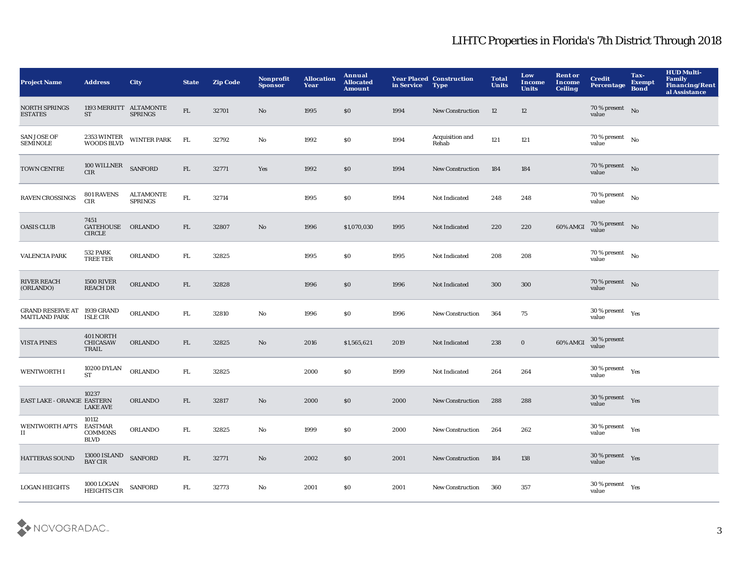# LIHTC Properties in Florida's 7th District Through 2018

| Project Name | Address | City | State | Zip Code | Nonprofit Sponsor | Allocation Year | Annual Allocated Amount | Year Placed in Service | Construction Type | Total Units | Low Income Units | Rent or Income Ceiling | Credit Percentage | Tax-Exempt Bond | HUD Multi-Family Financing/Rental Assistance |
|---|---|---|---|---|---|---|---|---|---|---|---|---|---|---|---|
| NORTH SPRINGS ESTATES | 1193 MERRITT ST | ALTAMONTE SPRINGS | FL | 32701 | No | 1995 | $0 | 1994 | New Construction | 12 | 12 | | 70 % present value | No | |
| SAN JOSE OF SEMINOLE | 2353 WINTER WOODS BLVD | WINTER PARK | FL | 32792 | No | 1992 | $0 | 1994 | Acquisition and Rehab | 121 | 121 | | 70 % present value | No | |
| TOWN CENTRE | 100 WILLNER CIR | SANFORD | FL | 32771 | Yes | 1992 | $0 | 1994 | New Construction | 184 | 184 | | 70 % present value | No | |
| RAVEN CROSSINGS | 801 RAVENS CIR | ALTAMONTE SPRINGS | FL | 32714 | | 1995 | $0 | 1994 | Not Indicated | 248 | 248 | | 70 % present value | No | |
| OASIS CLUB | 7451 GATEHOUSE CIRCLE | ORLANDO | FL | 32807 | No | 1996 | $1,070,030 | 1995 | Not Indicated | 220 | 220 | 60% AMGI | 70 % present value | No | |
| VALENCIA PARK | 532 PARK TREE TER | ORLANDO | FL | 32825 | | 1995 | $0 | 1995 | Not Indicated | 208 | 208 | | 70 % present value | No | |
| RIVER REACH (ORLANDO) | 1500 RIVER REACH DR | ORLANDO | FL | 32828 | | 1996 | $0 | 1996 | Not Indicated | 300 | 300 | | 70 % present value | No | |
| GRAND RESERVE AT MAITLAND PARK | 1939 GRAND ISLE CIR | ORLANDO | FL | 32810 | No | 1996 | $0 | 1996 | New Construction | 364 | 75 | | 30 % present value | Yes | |
| VISTA PINES | 401 NORTH CHICASAW TRAIL | ORLANDO | FL | 32825 | No | 2016 | $1,565,621 | 2019 | Not Indicated | 238 | 0 | 60% AMGI | 30 % present value | | |
| WENTWORTH I | 10200 DYLAN ST | ORLANDO | FL | 32825 | | 2000 | $0 | 1999 | Not Indicated | 264 | 264 | | 30 % present value | Yes | |
| EAST LAKE - ORANGE | 10237 EASTERN LAKE AVE | ORLANDO | FL | 32817 | No | 2000 | $0 | 2000 | New Construction | 288 | 288 | | 30 % present value | Yes | |
| WENTWORTH APTS II | 10112 EASTMAR COMMONS BLVD | ORLANDO | FL | 32825 | No | 1999 | $0 | 2000 | New Construction | 264 | 262 | | 30 % present value | Yes | |
| HATTERAS SOUND | 13000 ISLAND BAY CIR | SANFORD | FL | 32771 | No | 2002 | $0 | 2001 | New Construction | 184 | 138 | | 30 % present value | Yes | |
| LOGAN HEIGHTS | 1000 LOGAN HEIGHTS CIR | SANFORD | FL | 32773 | No | 2001 | $0 | 2001 | New Construction | 360 | 357 | | 30 % present value | Yes | |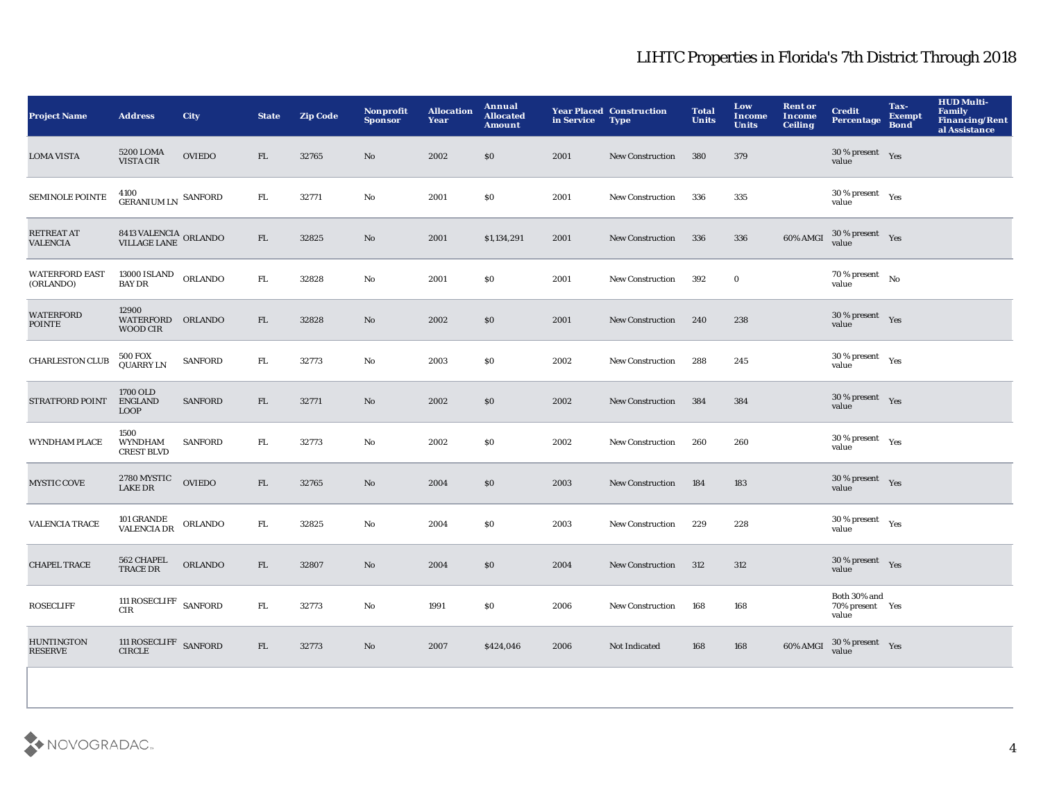## LIHTC Properties in Florida's 7th District Through 2018

| Project Name | Address | City | State | Zip Code | Nonprofit Sponsor | Allocation Year | Annual Allocated Amount | Year Placed in Service | Construction Type | Total Units | Low Income Units | Rent or Income Ceiling | Credit Percentage | Tax-Exempt Bond | HUD Multi-Family Financing/Rental Assistance |
|---|---|---|---|---|---|---|---|---|---|---|---|---|---|---|---|
| LOMA VISTA | 5200 LOMA VISTA CIR | OVIEDO | FL | 32765 | No | 2002 | $0 | 2001 | New Construction | 380 | 379 | | 30 % present value | Yes | |
| SEMINOLE POINTE | 4100 GERANIUM LN | SANFORD | FL | 32771 | No | 2001 | $0 | 2001 | New Construction | 336 | 335 | | 30 % present value | Yes | |
| RETREAT AT VALENCIA | 8413 VALENCIA VILLAGE LANE | ORLANDO | FL | 32825 | No | 2001 | $1,134,291 | 2001 | New Construction | 336 | 336 | 60% AMGI | 30 % present value | Yes | |
| WATERFORD EAST (ORLANDO) | 13000 ISLAND BAY DR | ORLANDO | FL | 32828 | No | 2001 | $0 | 2001 | New Construction | 392 | 0 | | 70 % present value | No | |
| WATERFORD POINTE | 12900 WATERFORD WOOD CIR | ORLANDO | FL | 32828 | No | 2002 | $0 | 2001 | New Construction | 240 | 238 | | 30 % present value | Yes | |
| CHARLESTON CLUB | 500 FOX QUARRY LN | SANFORD | FL | 32773 | No | 2003 | $0 | 2002 | New Construction | 288 | 245 | | 30 % present value | Yes | |
| STRATFORD POINT | 1700 OLD ENGLAND LOOP | SANFORD | FL | 32771 | No | 2002 | $0 | 2002 | New Construction | 384 | 384 | | 30 % present value | Yes | |
| WYNDHAM PLACE | 1500 WYNDHAM CREST BLVD | SANFORD | FL | 32773 | No | 2002 | $0 | 2002 | New Construction | 260 | 260 | | 30 % present value | Yes | |
| MYSTIC COVE | 2780 MYSTIC LAKE DR | OVIEDO | FL | 32765 | No | 2004 | $0 | 2003 | New Construction | 184 | 183 | | 30 % present value | Yes | |
| VALENCIA TRACE | 101 GRANDE VALENCIA DR | ORLANDO | FL | 32825 | No | 2004 | $0 | 2003 | New Construction | 229 | 228 | | 30 % present value | Yes | |
| CHAPEL TRACE | 562 CHAPEL TRACE DR | ORLANDO | FL | 32807 | No | 2004 | $0 | 2004 | New Construction | 312 | 312 | | 30 % present value | Yes | |
| ROSECLIFF | 111 ROSECLIFF CIR | SANFORD | FL | 32773 | No | 1991 | $0 | 2006 | New Construction | 168 | 168 | | Both 30% and 70% present value | Yes | |
| HUNTINGTON RESERVE | 111 ROSECLIFF CIRCLE | SANFORD | FL | 32773 | No | 2007 | $424,046 | 2006 | Not Indicated | 168 | 168 | 60% AMGI | 30 % present value | Yes | |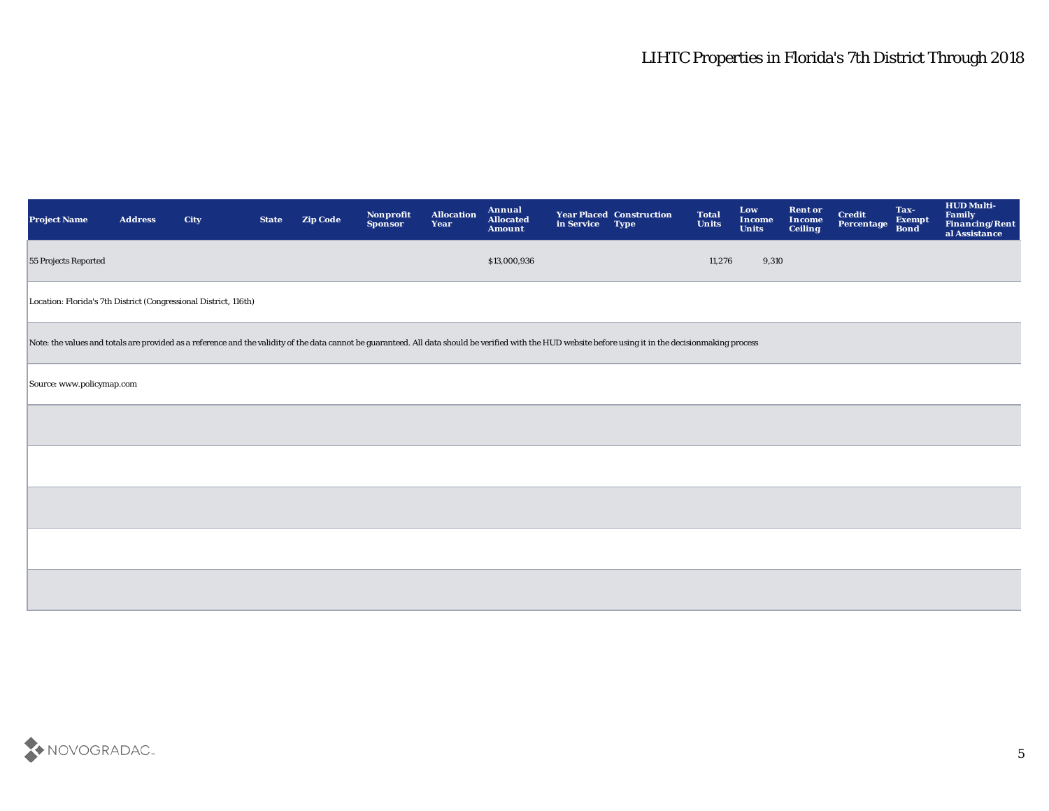# LIHTC Properties in Florida's 7th District Through 2018

| Project Name | Address | City | State | Zip Code | Nonprofit Sponsor | Allocation Year | Annual Allocated Amount | Year Placed in Service | Construction Type | Total Units | Low Income Units | Rent or Income Ceiling | Credit Percentage | Tax-Exempt Bond | HUD Multi-Family Financing/Rental Assistance |
|---|---|---|---|---|---|---|---|---|---|---|---|---|---|---|---|
| 55 Projects Reported | | | | | | | $13,000,936 | | | 11,276 | 9,310 | | | | |
| Location: Florida's 7th District (Congressional District, 116th) | | | | | | | | | | | | | | | |
| Note: the values and totals are provided as a reference and the validity of the data cannot be guaranteed. All data should be verified with the HUD website before using it in the decisionmaking process | | | | | | | | | | | | | | | |
| Source: www.policymap.com | | | | | | | | | | | | | | | |